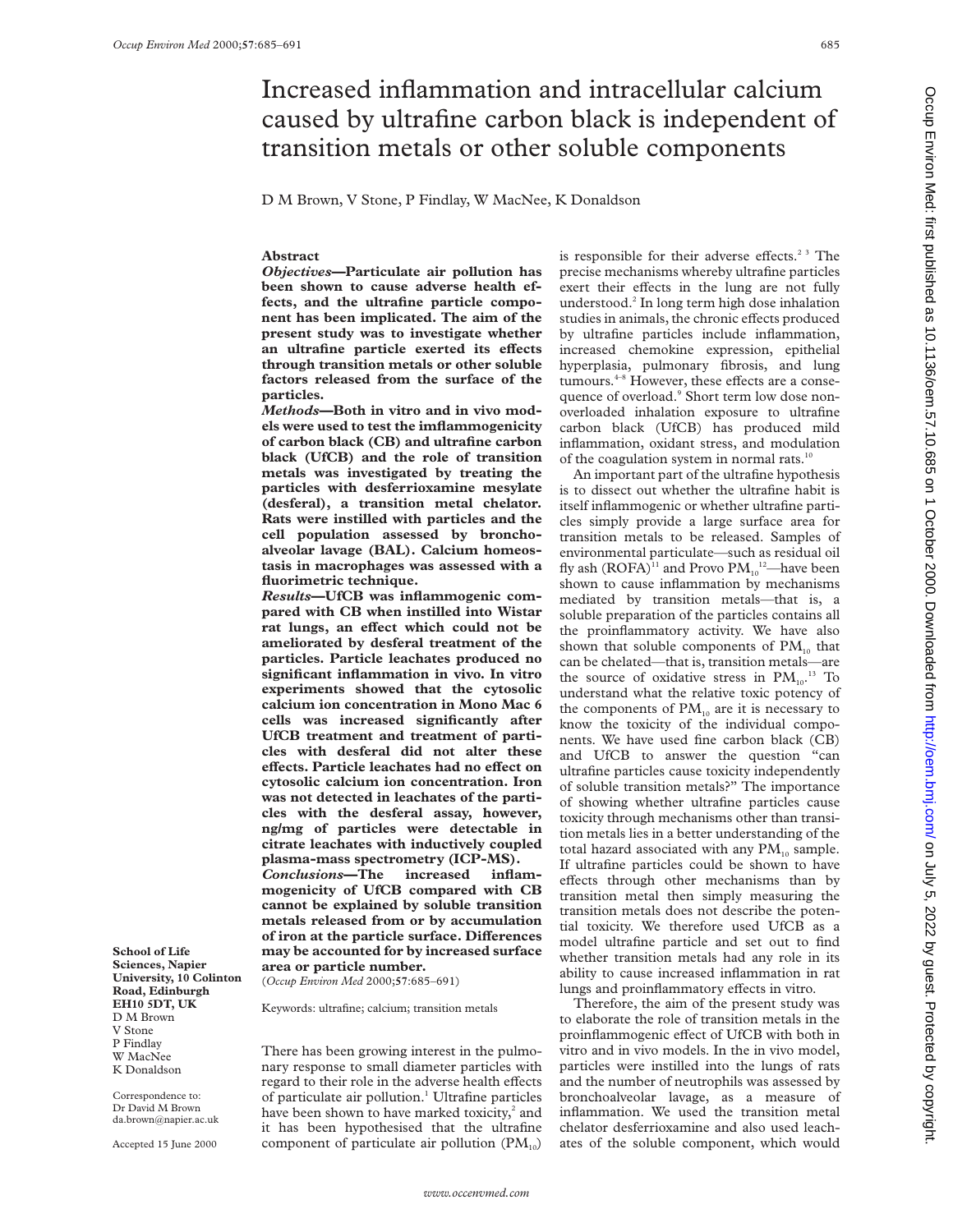# Increased inflammation and intracellular calcium caused by ultrafine carbon black is independent of transition metals or other soluble components

D M Brown, V Stone, P Findlay, W MacNee, K Donaldson

## Abstract

***Objectives*—Particulate air pollution has been shown to cause adverse health effects, and the ultrafine particle component has been implicated. The aim of the present study was to investigate whether an ultrafine particle exerted its effects through transition metals or other soluble factors released from the surface of the particles.**

***Methods*—Both in vitro and in vivo models were used to test the imflammogenicity of carbon black (CB) and ultrafine carbon black (UfCB) and the role of transition metals was investigated by treating the particles with desferrioxamine mesylate (desferal), a transition metal chelator. Rats were instilled with particles and the cell population assessed by bronchoalveolar lavage (BAL). Calcium homeostasis in macrophages was assessed with a fluorimetric technique.**

***Results*—UfCB was inflammogenic compared with CB when instilled into Wistar rat lungs, an effect which could not be ameliorated by desferal treatment of the particles. Particle leachates produced no significant inflammation in vivo. In vitro experiments showed that the cytosolic calcium ion concentration in Mono Mac 6 cells was increased significantly after UfCB treatment and treatment of particles with desferal did not alter these effects. Particle leachates had no effect on cytosolic calcium ion concentration. Iron was not detected in leachates of the particles with the desferal assay, however, ng/mg of particles were detectable in citrate leachates with inductively coupled plasma-mass spectrometry (ICP-MS).**

***Conclusions*—The increased inflammogenicity of UfCB compared with CB cannot be explained by soluble transition metals released from or by accumulation of iron at the particle surface. Differences may be accounted for by increased surface area or particle number.**

(*Occup Environ Med* 2000;**57**:685–691)

Keywords: ultrafine; calcium; transition metals

**School of Life Sciences, Napier University, 10 Colinton Road, Edinburgh EH10 5DT, UK**
D M Brown
V Stone
P Findlay
W MacNee
K Donaldson

Correspondence to:
Dr David M Brown
da.brown@napier.ac.uk

Accepted 15 June 2000

There has been growing interest in the pulmonary response to small diameter particles with regard to their role in the adverse health effects of particulate air pollution.[1] Ultrafine particles have been shown to have marked toxicity,[2] and it has been hypothesised that the ultrafine component of particulate air pollution ($PM_{10}$) is responsible for their adverse effects.[2 3] The precise mechanisms whereby ultrafine particles exert their effects in the lung are not fully understood.[2] In long term high dose inhalation studies in animals, the chronic effects produced by ultrafine particles include inflammation, increased chemokine expression, epithelial hyperplasia, pulmonary fibrosis, and lung tumours.[4-8] However, these effects are a consequence of overload.[9] Short term low dose non-overloaded inhalation exposure to ultrafine carbon black (UfCB) has produced mild inflammation, oxidant stress, and modulation of the coagulation system in normal rats.[10]

An important part of the ultrafine hypothesis is to dissect out whether the ultrafine habit is itself inflammogenic or whether ultrafine particles simply provide a large surface area for transition metals to be released. Samples of environmental particulate—such as residual oil fly ash (ROFA)[11] and Provo $PM_{10}$[12]—have been shown to cause inflammation by mechanisms mediated by transition metals—that is, a soluble preparation of the particles contains all the proinflammatory activity. We have also shown that soluble components of $PM_{10}$ that can be chelated—that is, transition metals—are the source of oxidative stress in $PM_{10}$.[13] To understand what the relative toxic potency of the components of $PM_{10}$ are it is necessary to know the toxicity of the individual components. We have used fine carbon black (CB) and UfCB to answer the question "can ultrafine particles cause toxicity independently of soluble transition metals?" The importance of showing whether ultrafine particles cause toxicity through mechanisms other than transition metals lies in a better understanding of the total hazard associated with any $PM_{10}$ sample. If ultrafine particles could be shown to have effects through other mechanisms than by transition metal then simply measuring the transition metals does not describe the potential toxicity. We therefore used UfCB as a model ultrafine particle and set out to find whether transition metals had any role in its ability to cause increased inflammation in rat lungs and proinflammatory effects in vitro.

Therefore, the aim of the present study was to elaborate the role of transition metals in the proinflammogenic effect of UfCB with both in vitro and in vivo models. In the in vivo model, particles were instilled into the lungs of rats and the number of neutrophils was assessed by bronchoalveolar lavage, as a measure of inflammation. We used the transition metal chelator desferrioxamine and also used leachates of the soluble component, which would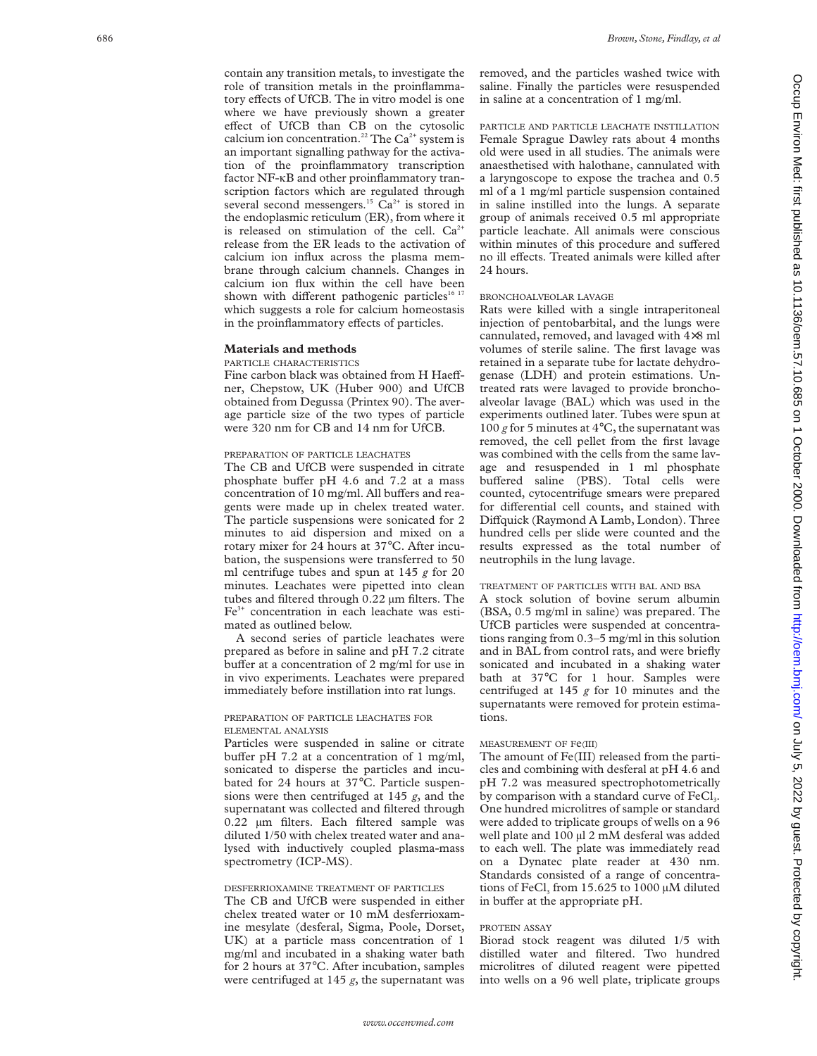contain any transition metals, to investigate the role of transition metals in the proinflammatory effects of UfCB. The in vitro model is one where we have previously shown a greater effect of UfCB than CB on the cytosolic calcium ion concentration.[22] The $Ca^{2+}$ system is an important signalling pathway for the activation of the proinflammatory transcription factor NF-κB and other proinflammatory transcription factors which are regulated through several second messengers.[15] $Ca^{2+}$ is stored in the endoplasmic reticulum (ER), from where it is released on stimulation of the cell. $Ca^{2+}$ release from the ER leads to the activation of calcium ion influx across the plasma membrane through calcium channels. Changes in calcium ion flux within the cell have been shown with different pathogenic particles[16 17] which suggests a role for calcium homeostasis in the proinflammatory effects of particles.

## Materials and methods

### PARTICLE CHARACTERISTICS

Fine carbon black was obtained from H Haeffner, Chepstow, UK (Huber 900) and UfCB obtained from Degussa (Printex 90). The average particle size of the two types of particle were 320 nm for CB and 14 nm for UfCB.

### PREPARATION OF PARTICLE LEACHATES

The CB and UfCB were suspended in citrate phosphate buffer pH 4.6 and 7.2 at a mass concentration of 10 mg/ml. All buffers and reagents were made up in chelex treated water. The particle suspensions were sonicated for 2 minutes to aid dispersion and mixed on a rotary mixer for 24 hours at 37°C. After incubation, the suspensions were transferred to 50 ml centrifuge tubes and spun at 145 *g* for 20 minutes. Leachates were pipetted into clean tubes and filtered through 0.22 µm filters. The $Fe^{3+}$ concentration in each leachate was estimated as outlined below.

A second series of particle leachates were prepared as before in saline and pH 7.2 citrate buffer at a concentration of 2 mg/ml for use in in vivo experiments. Leachates were prepared immediately before instillation into rat lungs.

### PREPARATION OF PARTICLE LEACHATES FOR ELEMENTAL ANALYSIS

Particles were suspended in saline or citrate buffer pH 7.2 at a concentration of 1 mg/ml, sonicated to disperse the particles and incubated for 24 hours at 37°C. Particle suspensions were then centrifuged at 145 *g*, and the supernatant was collected and filtered through 0.22 µm filters. Each filtered sample was diluted 1/50 with chelex treated water and analysed with inductively coupled plasma-mass spectrometry (ICP-MS).

### DESFERRIOXAMINE TREATMENT OF PARTICLES

The CB and UfCB were suspended in either chelex treated water or 10 mM desferrioxamine mesylate (desferal, Sigma, Poole, Dorset, UK) at a particle mass concentration of 1 mg/ml and incubated in a shaking water bath for 2 hours at 37°C. After incubation, samples were centrifuged at 145 *g*, the supernatant was removed, and the particles washed twice with saline. Finally the particles were resuspended in saline at a concentration of 1 mg/ml.

### PARTICLE AND PARTICLE LEACHATE INSTILLATION

Female Sprague Dawley rats at about 4 months old were used in all studies. The animals were anaesthetised with halothane, cannulated with a laryngoscope to expose the trachea and 0.5 ml of a 1 mg/ml particle suspension contained in saline instilled into the lungs. A separate group of animals received 0.5 ml appropriate particle leachate. All animals were conscious within minutes of this procedure and suffered no ill effects. Treated animals were killed after 24 hours.

### BRONCHOALVEOLAR LAVAGE

Rats were killed with a single intraperitoneal injection of pentobarbital, and the lungs were cannulated, removed, and lavaged with 4×8 ml volumes of sterile saline. The first lavage was retained in a separate tube for lactate dehydrogenase (LDH) and protein estimations. Untreated rats were lavaged to provide bronchoalveolar lavage (BAL) which was used in the experiments outlined later. Tubes were spun at 100 *g* for 5 minutes at 4°C, the supernatant was removed, the cell pellet from the first lavage was combined with the cells from the same lavage and resuspended in 1 ml phosphate buffered saline (PBS). Total cells were counted, cytocentrifuge smears were prepared for differential cell counts, and stained with Diffquick (Raymond A Lamb, London). Three hundred cells per slide were counted and the results expressed as the total number of neutrophils in the lung lavage.

### TREATMENT OF PARTICLES WITH BAL AND BSA

A stock solution of bovine serum albumin (BSA, 0.5 mg/ml in saline) was prepared. The UfCB particles were suspended at concentrations ranging from 0.3–5 mg/ml in this solution and in BAL from control rats, and were briefly sonicated and incubated in a shaking water bath at 37°C for 1 hour. Samples were centrifuged at 145 *g* for 10 minutes and the supernatants were removed for protein estimations.

### MEASUREMENT OF Fe(III)

The amount of Fe(III) released from the particles and combining with desferal at pH 4.6 and pH 7.2 was measured spectrophotometrically by comparison with a standard curve of $FeCl_3$. One hundred microlitres of sample or standard were added to triplicate groups of wells on a 96 well plate and 100 µl 2 mM desferal was added to each well. The plate was immediately read on a Dynatec plate reader at 430 nm. Standards consisted of a range of concentrations of $FeCl_3$ from 15.625 to 1000 µM diluted in buffer at the appropriate pH.

### PROTEIN ASSAY

Biorad stock reagent was diluted 1/5 with distilled water and filtered. Two hundred microlitres of diluted reagent were pipetted into wells on a 96 well plate, triplicate groups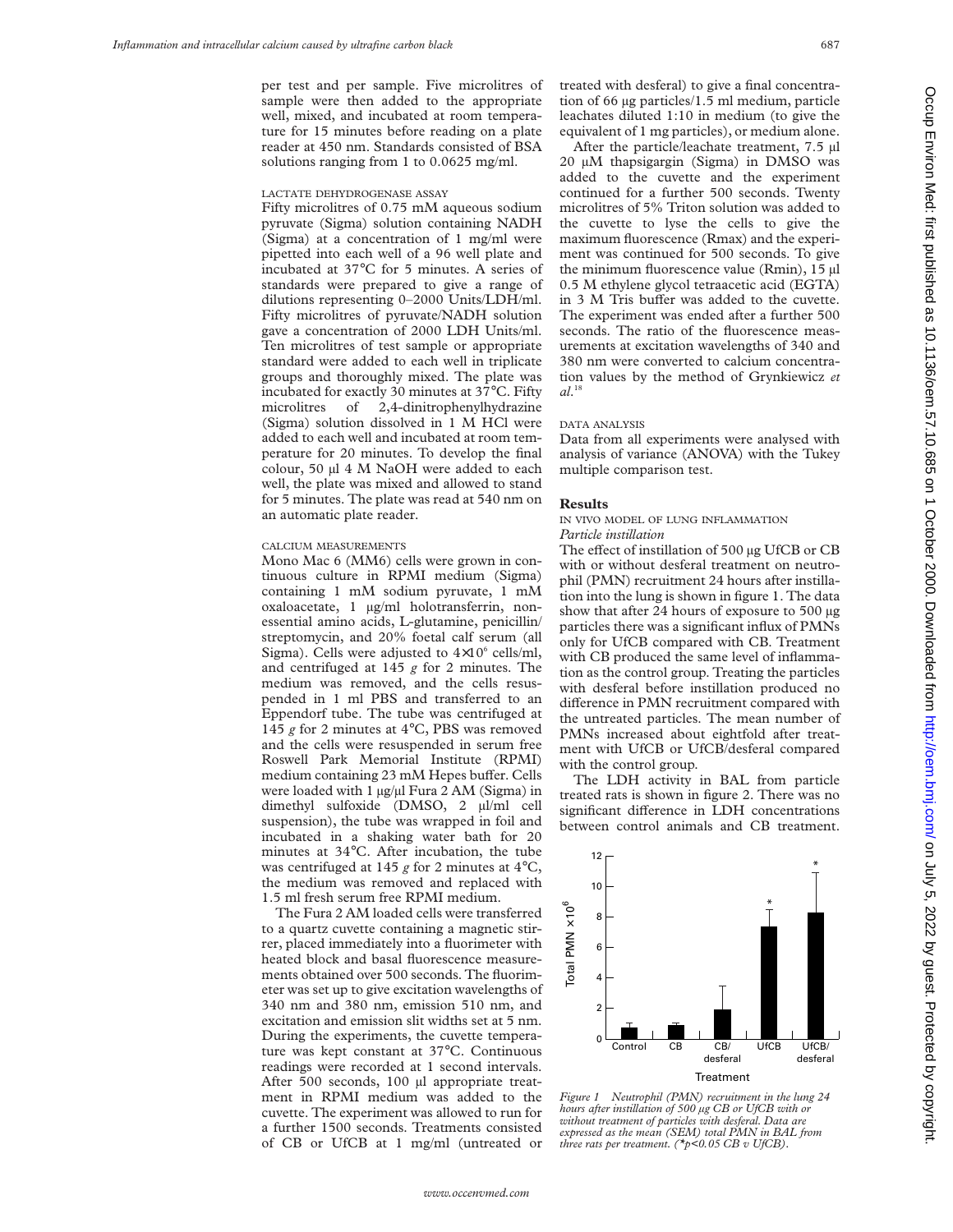per test and per sample. Five microlitres of sample were then added to the appropriate well, mixed, and incubated at room temperature for 15 minutes before reading on a plate reader at 450 nm. Standards consisted of BSA solutions ranging from 1 to 0.0625 mg/ml.

#### LACTATE DEHYDROGENASE ASSAY

Fifty microlitres of 0.75 mM aqueous sodium pyruvate (Sigma) solution containing NADH (Sigma) at a concentration of 1 mg/ml were pipetted into each well of a 96 well plate and incubated at 37°C for 5 minutes. A series of standards were prepared to give a range of dilutions representing 0–2000 Units/LDH/ml. Fifty microlitres of pyruvate/NADH solution gave a concentration of 2000 LDH Units/ml. Ten microlitres of test sample or appropriate standard were added to each well in triplicate groups and thoroughly mixed. The plate was incubated for exactly 30 minutes at 37°C. Fifty microlitres of 2,4-dinitrophenylhydrazine (Sigma) solution dissolved in 1 M HCl were added to each well and incubated at room temperature for 20 minutes. To develop the final colour, 50 µl 4 M NaOH were added to each well, the plate was mixed and allowed to stand for 5 minutes. The plate was read at 540 nm on an automatic plate reader.

#### CALCIUM MEASUREMENTS

Mono Mac 6 (MM6) cells were grown in continuous culture in RPMI medium (Sigma) containing 1 mM sodium pyruvate, 1 mM oxaloacetate, 1 µg/ml holotransferrin, nonessential amino acids, L-glutamine, penicillin/streptomycin, and 20% foetal calf serum (all Sigma). Cells were adjusted to $4 \times 10^6$ cells/ml, and centrifuged at 145 *g* for 2 minutes. The medium was removed, and the cells resuspended in 1 ml PBS and transferred to an Eppendorf tube. The tube was centrifuged at 145 *g* for 2 minutes at 4°C, PBS was removed and the cells were resuspended in serum free Roswell Park Memorial Institute (RPMI) medium containing 23 mM Hepes buffer. Cells were loaded with 1 µg/µl Fura 2 AM (Sigma) in dimethyl sulfoxide (DMSO, 2 µl/ml cell suspension), the tube was wrapped in foil and incubated in a shaking water bath for 20 minutes at 34°C. After incubation, the tube was centrifuged at 145 *g* for 2 minutes at 4°C, the medium was removed and replaced with 1.5 ml fresh serum free RPMI medium.

The Fura 2 AM loaded cells were transferred to a quartz cuvette containing a magnetic stirrer, placed immediately into a fluorimeter with heated block and basal fluorescence measurements obtained over 500 seconds. The fluorimeter was set up to give excitation wavelengths of 340 nm and 380 nm, emission 510 nm, and excitation and emission slit widths set at 5 nm. During the experiments, the cuvette temperature was kept constant at 37°C. Continuous readings were recorded at 1 second intervals. After 500 seconds, 100 µl appropriate treatment in RPMI medium was added to the cuvette. The experiment was allowed to run for a further 1500 seconds. Treatments consisted of CB or UfCB at 1 mg/ml (untreated or treated with desferal) to give a final concentration of 66 µg particles/1.5 ml medium, particle leachates diluted 1:10 in medium (to give the equivalent of 1 mg particles), or medium alone.

After the particle/leachate treatment, 7.5 µl 20 µM thapsigargin (Sigma) in DMSO was added to the cuvette and the experiment continued for a further 500 seconds. Twenty microlitres of 5% Triton solution was added to the cuvette to lyse the cells to give the maximum fluorescence (Rmax) and the experiment was continued for 500 seconds. To give the minimum fluorescence value (Rmin), 15 µl 0.5 M ethylene glycol tetraacetic acid (EGTA) in 3 M Tris buffer was added to the cuvette. The experiment was ended after a further 500 seconds. The ratio of the fluorescence measurements at excitation wavelengths of 340 and 380 nm were converted to calcium concentration values by the method of Grynkiewicz *et al*.[18]

#### DATA ANALYSIS

Data from all experiments were analysed with analysis of variance (ANOVA) with the Tukey multiple comparison test.

## Results

#### IN VIVO MODEL OF LUNG INFLAMMATION

*Particle instillation*

The effect of instillation of 500 µg UfCB or CB with or without desferal treatment on neutrophil (PMN) recruitment 24 hours after instillation into the lung is shown in figure 1. The data show that after 24 hours of exposure to 500 µg particles there was a significant influx of PMNs only for UfCB compared with CB. Treatment with CB produced the same level of inflammation as the control group. Treating the particles with desferal before instillation produced no difference in PMN recruitment compared with the untreated particles. The mean number of PMNs increased about eightfold after treatment with UfCB or UfCB/desferal compared with the control group.

The LDH activity in BAL from particle treated rats is shown in figure 2. There was no significant difference in LDH concentrations between control animals and CB treatment.

*Figure 1 Neutrophil (PMN) recruitment in the lung 24 hours after instillation of 500 µg CB or UfCB with or without treatment of particles with desferal. Data are expressed as the mean (SEM) total PMN in BAL from three rats per treatment. (*p<0.05 CB v UfCB).*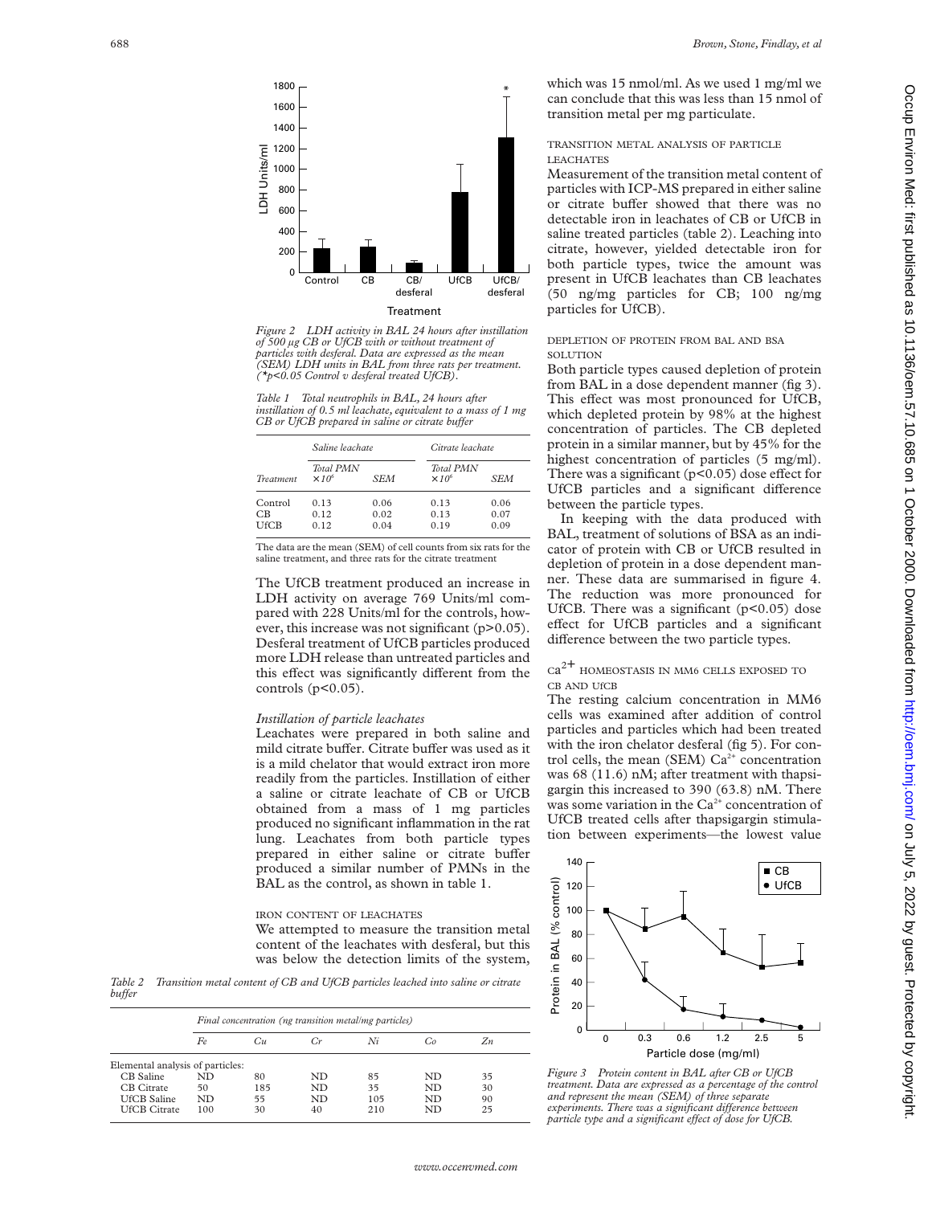*Figure 2 LDH activity in BAL 24 hours after instillation of 500 µg CB or UfCB with or without treatment of particles with desferal. Data are expressed as the mean (SEM) LDH units in BAL from three rats per treatment. (*p<0.05 Control v desferal treated UfCB).*

*Table 1 Total neutrophils in BAL, 24 hours after instillation of 0.5 ml leachate, equivalent to a mass of 1 mg CB or UfCB prepared in saline or citrate buffer*

| | Saline leachate | | Citrate leachate | |
|---|---|---|---|---|
| Treatment | Total PMN $\times 10^6$ | SEM | Total PMN $\times 10^6$ | SEM |
| Control | 0.13 | 0.06 | 0.13 | 0.06 |
| CB | 0.12 | 0.02 | 0.13 | 0.07 |
| UfCB | 0.12 | 0.04 | 0.19 | 0.09 |

The data are the mean (SEM) of cell counts from six rats for the saline treatment, and three rats for the citrate treatment

The UfCB treatment produced an increase in LDH activity on average 769 Units/ml compared with 228 Units/ml for the controls, however, this increase was not significant ($p>0.05$). Desferal treatment of UfCB particles produced more LDH release than untreated particles and this effect was significantly different from the controls ($p<0.05$).

*Instillation of particle leachates*

Leachates were prepared in both saline and mild citrate buffer. Citrate buffer was used as it is a mild chelator that would extract iron more readily from the particles. Instillation of either a saline or citrate leachate of CB or UfCB obtained from a mass of 1 mg particles produced no significant inflammation in the rat lung. Leachates from both particle types prepared in either saline or citrate buffer produced a similar number of PMNs in the BAL as the control, as shown in table 1.

IRON CONTENT OF LEACHATES

We attempted to measure the transition metal content of the leachates with desferal, but this was below the detection limits of the system, which was 15 nmol/ml. As we used 1 mg/ml we can conclude that this was less than 15 nmol of transition metal per mg particulate.

*Table 2 Transition metal content of CB and UfCB particles leached into saline or citrate buffer*

| | Final concentration (ng transition metal/mg particles) | | | | | |
|---|---|---|---|---|---|---|
| | Fe | Cu | Cr | Ni | Co | Zn |
| Elemental analysis of particles: | | | | | | |
| CB Saline | ND | 80 | ND | 85 | ND | 35 |
| CB Citrate | 50 | 185 | ND | 35 | ND | 30 |
| UfCB Saline | ND | 55 | ND | 105 | ND | 90 |
| UfCB Citrate | 100 | 30 | 40 | 210 | ND | 25 |

TRANSITION METAL ANALYSIS OF PARTICLE LEACHATES

Measurement of the transition metal content of particles with ICP-MS prepared in either saline or citrate buffer showed that there was no detectable iron in leachates of CB or UfCB in saline treated particles (table 2). Leaching into citrate, however, yielded detectable iron for both particle types, twice the amount was present in UfCB leachates than CB leachates (50 ng/mg particles for CB; 100 ng/mg particles for UfCB).

DEPLETION OF PROTEIN FROM BAL AND BSA SOLUTION

Both particle types caused depletion of protein from BAL in a dose dependent manner (fig 3). This effect was most pronounced for UfCB, which depleted protein by 98% at the highest concentration of particles. The CB depleted protein in a similar manner, but by 45% for the highest concentration of particles (5 mg/ml). There was a significant ($p<0.05$) dose effect for UfCB particles and a significant difference between the particle types.

In keeping with the data produced with BAL, treatment of solutions of BSA as an indicator of protein with CB or UfCB resulted in depletion of protein in a dose dependent manner. These data are summarised in figure 4. The reduction was more pronounced for UfCB. There was a significant ($p<0.05$) dose effect for UfCB particles and a significant difference between the two particle types.

$Ca^{2+}$ HOMEOSTASIS IN MM6 CELLS EXPOSED TO CB AND UfCB

The resting calcium concentration in MM6 cells was examined after addition of control particles and particles which had been treated with the iron chelator desferal (fig 5). For control cells, the mean (SEM) $Ca^{2+}$ concentration was 68 (11.6) nM; after treatment with thapsigargin this increased to 390 (63.8) nM. There was some variation in the $Ca^{2+}$ concentration of UfCB treated cells after thapsigargin stimulation between experiments—the lowest value

*Figure 3 Protein content in BAL after CB or UfCB treatment. Data are expressed as a percentage of the control and represent the mean (SEM) of three separate experiments. There was a significant difference between particle type and a significant effect of dose for UfCB.*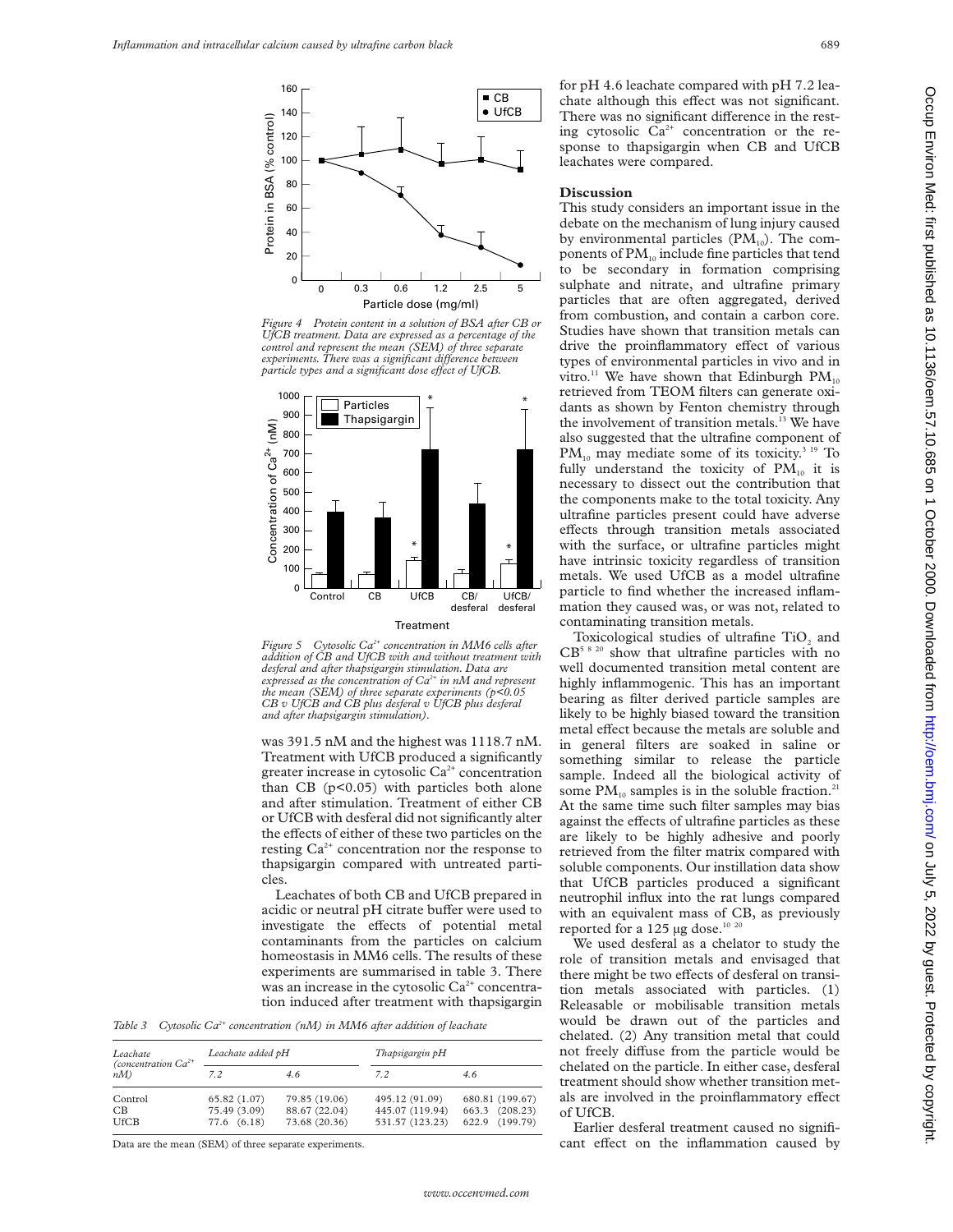Figure 4 Protein content in a solution of BSA after CB or UfCB treatment. Data are expressed as a percentage of the control and represent the mean (SEM) of three separate experiments. There was a significant difference between particle types and a significant dose effect of UfCB.

Figure 5 Cytosolic $Ca^{2+}$ concentration in MM6 cells after addition of CB and UfCB with and without treatment with desferal and after thapsigargin stimulation. Data are expressed as the concentration of $Ca^{2+}$ in nM and represent the mean (SEM) of three separate experiments ($p<0.05$ CB v UfCB and CB plus desferal v UfCB plus desferal and after thapsigargin stimulation).

was 391.5 nM and the highest was 1118.7 nM. Treatment with UfCB produced a significantly greater increase in cytosolic $Ca^{2+}$ concentration than CB ($p<0.05$) with particles both alone and after stimulation. Treatment of either CB or UfCB with desferal did not significantly alter the effects of either of these two particles on the resting $Ca^{2+}$ concentration nor the response to thapsigargin compared with untreated particles.

Leachates of both CB and UfCB prepared in acidic or neutral pH citrate buffer were used to investigate the effects of potential metal contaminants from the particles on calcium homeostasis in MM6 cells. The results of these experiments are summarised in table 3. There was an increase in the cytosolic $Ca^{2+}$ concentration induced after treatment with thapsigargin for pH 4.6 leachate compared with pH 7.2 leachate although this effect was not significant. There was no significant difference in the resting cytosolic $Ca^{2+}$ concentration or the response to thapsigargin when CB and UfCB leachates were compared.

*Table 3 Cytosolic $Ca^{2+}$ concentration (nM) in MM6 after addition of leachate*

| Leachate (concentration $Ca^{2+}$ nM) | Leachate added pH | | Thapsigargin pH | |
|---|---|---|---|---|
| | 7.2 | 4.6 | 7.2 | 4.6 |
| Control | 65.82 (1.07) | 79.85 (19.06) | 495.12 (91.09) | 680.81 (199.67) |
| CB | 75.49 (3.09) | 88.67 (22.04) | 445.07 (119.94) | 663.3 (208.23) |
| UfCB | 77.6 (6.18) | 73.68 (20.36) | 531.57 (123.23) | 622.9 (199.79) |

Data are the mean (SEM) of three separate experiments.

## Discussion

This study considers an important issue in the debate on the mechanism of lung injury caused by environmental particles ($PM_{10}$). The components of $PM_{10}$ include fine particles that tend to be secondary in formation comprising sulphate and nitrate, and ultrafine primary particles that are often aggregated, derived from combustion, and contain a carbon core. Studies have shown that transition metals can drive the proinflammatory effect of various types of environmental particles in vivo and in vitro.[11] We have shown that Edinburgh $PM_{10}$ retrieved from TEOM filters can generate oxidants as shown by Fenton chemistry through the involvement of transition metals.[13] We have also suggested that the ultrafine component of $PM_{10}$ may mediate some of its toxicity.[3 19] To fully understand the toxicity of $PM_{10}$ it is necessary to dissect out the contribution that the components make to the total toxicity. Any ultrafine particles present could have adverse effects through transition metals associated with the surface, or ultrafine particles might have intrinsic toxicity regardless of transition metals. We used UfCB as a model ultrafine particle to find whether the increased inflammation they caused was, or was not, related to contaminating transition metals.

Toxicological studies of ultrafine $TiO_2$ and CB[5 8 20] show that ultrafine particles with no well documented transition metal content are highly inflammogenic. This has an important bearing as filter derived particle samples are likely to be highly biased toward the transition metal effect because the metals are soluble and in general filters are soaked in saline or something similar to release the particle sample. Indeed all the biological activity of some $PM_{10}$ samples is in the soluble fraction.[21] At the same time such filter samples may bias against the effects of ultrafine particles as these are likely to be highly adhesive and poorly retrieved from the filter matrix compared with soluble components. Our instillation data show that UfCB particles produced a significant neutrophil influx into the rat lungs compared with an equivalent mass of CB, as previously reported for a 125 μg dose.[10 20]

We used desferal as a chelator to study the role of transition metals and envisaged that there might be two effects of desferal on transition metals associated with particles. (1) Releasable or mobilisable transition metals would be drawn out of the particles and chelated. (2) Any transition metal that could not freely diffuse from the particle would be chelated on the particle. In either case, desferal treatment should show whether transition metals are involved in the proinflammatory effect of UfCB.

Earlier desferal treatment caused no significant effect on the inflammation caused by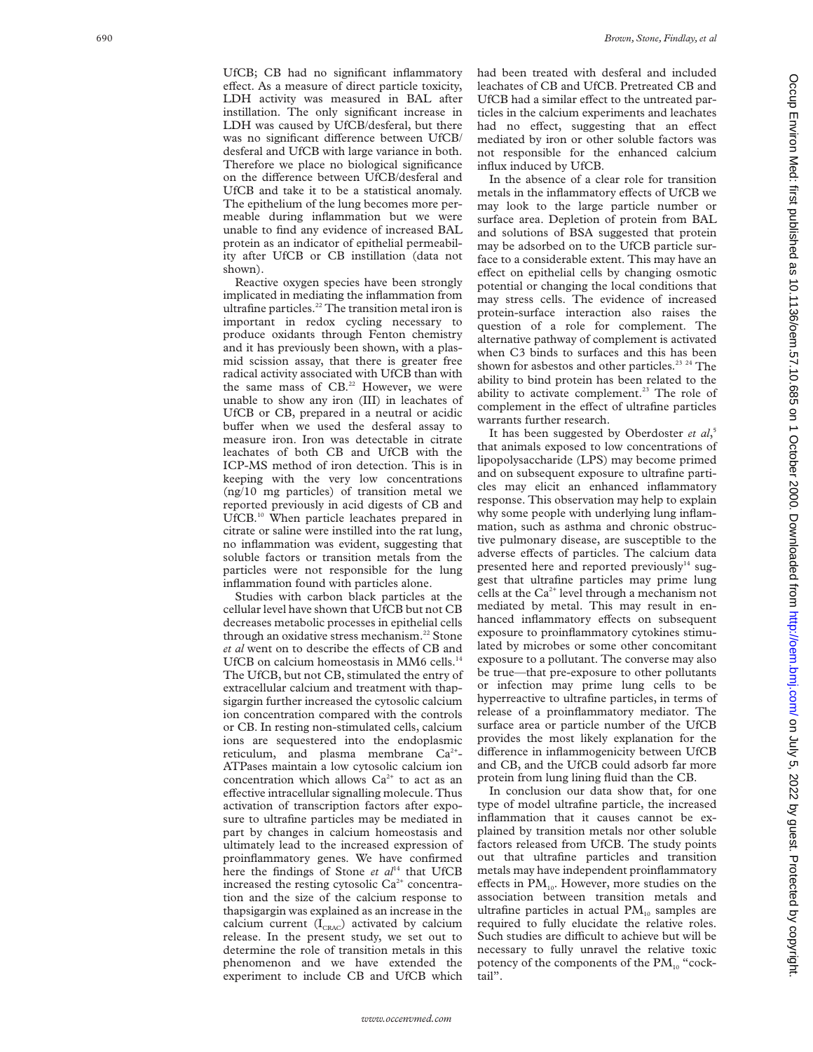UfCB; CB had no significant inflammatory effect. As a measure of direct particle toxicity, LDH activity was measured in BAL after instillation. The only significant increase in LDH was caused by UfCB/desferal, but there was no significant difference between UfCB/desferal and UfCB with large variance in both. Therefore we place no biological significance on the difference between UfCB/desferal and UfCB and take it to be a statistical anomaly. The epithelium of the lung becomes more permeable during inflammation but we were unable to find any evidence of increased BAL protein as an indicator of epithelial permeability after UfCB or CB instillation (data not shown).

Reactive oxygen species have been strongly implicated in mediating the inflammation from ultrafine particles.[22] The transition metal iron is important in redox cycling necessary to produce oxidants through Fenton chemistry and it has previously been shown, with a plasmid scission assay, that there is greater free radical activity associated with UfCB than with the same mass of CB.[22] However, we were unable to show any iron (III) in leachates of UfCB or CB, prepared in a neutral or acidic buffer when we used the desferal assay to measure iron. Iron was detectable in citrate leachates of both CB and UfCB with the ICP-MS method of iron detection. This is in keeping with the very low concentrations (ng/10 mg particles) of transition metal we reported previously in acid digests of CB and UfCB.[10] When particle leachates prepared in citrate or saline were instilled into the rat lung, no inflammation was evident, suggesting that soluble factors or transition metals from the particles were not responsible for the lung inflammation found with particles alone.

Studies with carbon black particles at the cellular level have shown that UfCB but not CB decreases metabolic processes in epithelial cells through an oxidative stress mechanism.[22] Stone *et al* went on to describe the effects of CB and UfCB on calcium homeostasis in MM6 cells.[14] The UfCB, but not CB, stimulated the entry of extracellular calcium and treatment with thapsigargin further increased the cytosolic calcium ion concentration compared with the controls or CB. In resting non-stimulated cells, calcium ions are sequestered into the endoplasmic reticulum, and plasma membrane $Ca^{2+}$-ATPases maintain a low cytosolic calcium ion concentration which allows $Ca^{2+}$ to act as an effective intracellular signalling molecule. Thus activation of transcription factors after exposure to ultrafine particles may be mediated in part by changes in calcium homeostasis and ultimately lead to the increased expression of proinflammatory genes. We have confirmed here the findings of Stone *et al*[14] that UfCB increased the resting cytosolic $Ca^{2+}$ concentration and the size of the calcium response to thapsigargin was explained as an increase in the calcium current ($I_{CRAC}$) activated by calcium release. In the present study, we set out to determine the role of transition metals in this phenomenon and we have extended the experiment to include CB and UfCB which had been treated with desferal and included leachates of CB and UfCB. Pretreated CB and UfCB had a similar effect to the untreated particles in the calcium experiments and leachates had no effect, suggesting that an effect mediated by iron or other soluble factors was not responsible for the enhanced calcium influx induced by UfCB.

In the absence of a clear role for transition metals in the inflammatory effects of UfCB we may look to the large particle number or surface area. Depletion of protein from BAL and solutions of BSA suggested that protein may be adsorbed on to the UfCB particle surface to a considerable extent. This may have an effect on epithelial cells by changing osmotic potential or changing the local conditions that may stress cells. The evidence of increased protein-surface interaction also raises the question of a role for complement. The alternative pathway of complement is activated when C3 binds to surfaces and this has been shown for asbestos and other particles.[23 24] The ability to bind protein has been related to the ability to activate complement.[23] The role of complement in the effect of ultrafine particles warrants further research.

It has been suggested by Oberdoster *et al*,[5] that animals exposed to low concentrations of lipopolysaccharide (LPS) may become primed and on subsequent exposure to ultrafine particles may elicit an enhanced inflammatory response. This observation may help to explain why some people with underlying lung inflammation, such as asthma and chronic obstructive pulmonary disease, are susceptible to the adverse effects of particles. The calcium data presented here and reported previously[14] suggest that ultrafine particles may prime lung cells at the $Ca^{2+}$ level through a mechanism not mediated by metal. This may result in enhanced inflammatory effects on subsequent exposure to proinflammatory cytokines stimulated by microbes or some other concomitant exposure to a pollutant. The converse may also be true—that pre-exposure to other pollutants or infection may prime lung cells to be hyperreactive to ultrafine particles, in terms of release of a proinflammatory mediator. The surface area or particle number of the UfCB provides the most likely explanation for the difference in inflammogenicity between UfCB and CB, and the UfCB could adsorb far more protein from lung lining fluid than the CB.

In conclusion our data show that, for one type of model ultrafine particle, the increased inflammation that it causes cannot be explained by transition metals nor other soluble factors released from UfCB. The study points out that ultrafine particles and transition metals may have independent proinflammatory effects in $PM_{10}$. However, more studies on the association between transition metals and ultrafine particles in actual $PM_{10}$ samples are required to fully elucidate the relative roles. Such studies are difficult to achieve but will be necessary to fully unravel the relative toxic potency of the components of the $PM_{10}$ "cocktail".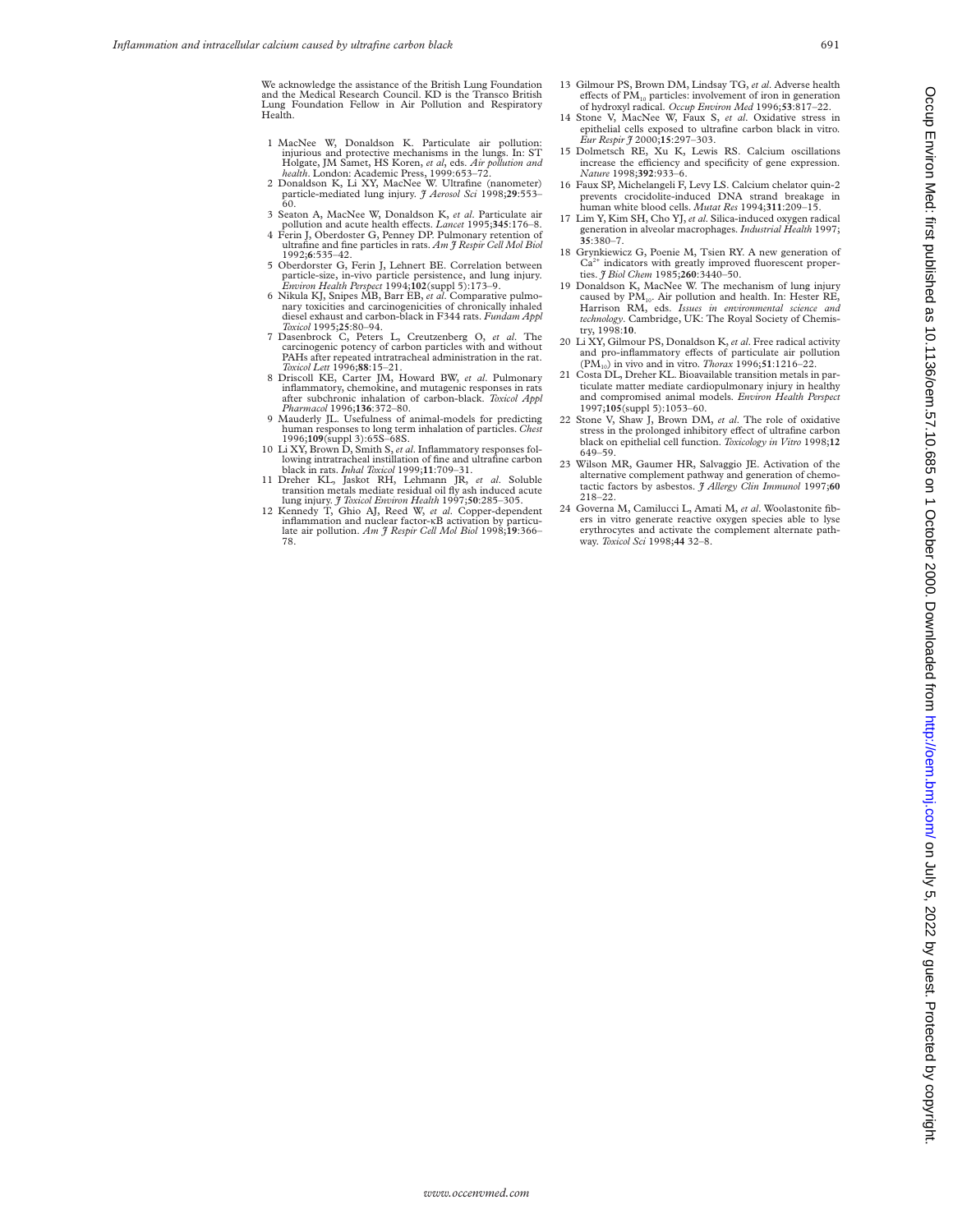We acknowledge the assistance of the British Lung Foundation and the Medical Research Council. KD is the Transco British Lung Foundation Fellow in Air Pollution and Respiratory Health.

1 MacNee W, Donaldson K. Particulate air pollution: injurious and protective mechanisms in the lungs. In: ST Holgate, JM Samet, HS Koren, *et al*, eds. *Air pollution and health*. London: Academic Press, 1999:653–72.
2 Donaldson K, Li XY, MacNee W. Ultrafine (nanometer) particle-mediated lung injury. *J Aerosol Sci* 1998;**29**:553–60.
3 Seaton A, MacNee W, Donaldson K, *et al*. Particulate air pollution and acute health effects. *Lancet* 1995;**345**:176–8.
4 Ferin J, Oberdoster G, Penney DP. Pulmonary retention of ultrafine and fine particles in rats. *Am J Respir Cell Mol Biol* 1992;**6**:535–42.
5 Oberdorster G, Ferin J, Lehnert BE. Correlation between particle-size, in-vivo particle persistence, and lung injury. *Environ Health Perspect* 1994;**102**(suppl 5):173–9.
6 Nikula KJ, Snipes MB, Barr EB, *et al*. Comparative pulmonary toxicities and carcinogenicities of chronically inhaled diesel exhaust and carbon-black in F344 rats. *Fundam Appl Toxicol* 1995;**25**:80–94.
7 Dasenbrock C, Peters L, Creutzenberg O, *et al*. The carcinogenic potency of carbon particles with and without PAHs after repeated intratracheal administration in the rat. *Toxicol Lett* 1996;**88**:15–21.
8 Driscoll KE, Carter JM, Howard BW, *et al*. Pulmonary inflammatory, chemokine, and mutagenic responses in rats after subchronic inhalation of carbon-black. *Toxicol Appl Pharmacol* 1996;**136**:372–80.
9 Mauderly JL. Usefulness of animal-models for predicting human responses to long term inhalation of particles. *Chest* 1996;**109**(suppl 3):65S–68S.
10 Li XY, Brown D, Smith S, *et al*. Inflammatory responses following intratracheal instillation of fine and ultrafine carbon black in rats. *Inhal Toxicol* 1999;**11**:709–31.
11 Dreher KL, Jaskot RH, Lehmann JR, *et al*. Soluble transition metals mediate residual oil fly ash induced acute lung injury. *J Toxicol Environ Health* 1997;**50**:285–305.
12 Kennedy T, Ghio AJ, Reed W, *et al*. Copper-dependent inflammation and nuclear factor-κB activation by particulate air pollution. *Am J Respir Cell Mol Biol* 1998;**19**:366–78.
13 Gilmour PS, Brown DM, Lindsay TG, *et al*. Adverse health effects of $PM_{10}$ particles: involvement of iron in generation of hydroxyl radical. *Occup Environ Med* 1996;**53**:817–22.
14 Stone V, MacNee W, Faux S, *et al*. Oxidative stress in epithelial cells exposed to ultrafine carbon black in vitro. *Eur Respir J* 2000;**15**:297–303.
15 Dolmetsch RE, Xu K, Lewis RS. Calcium oscillations increase the efficiency and specificity of gene expression. *Nature* 1998;**392**:933–6.
16 Faux SP, Michelangeli F, Levy LS. Calcium chelator quin-2 prevents crocidolite-induced DNA strand breakage in human white blood cells. *Mutat Res* 1994;**311**:209–15.
17 Lim Y, Kim SH, Cho YJ, *et al*. Silica-induced oxygen radical generation in alveolar macrophages. *Industrial Health* 1997; **35**:380–7.
18 Grynkiewicz G, Poenie M, Tsien RY. A new generation of $Ca^{2+}$ indicators with greatly improved fluorescent properties. *J Biol Chem* 1985;**260**:3440–50.
19 Donaldson K, MacNee W. The mechanism of lung injury caused by $PM_{10}$. Air pollution and health. In: Hester RE, Harrison RM, eds. *Issues in environmental science and technology*. Cambridge, UK: The Royal Society of Chemistry, 1998:**10**.
20 Li XY, Gilmour PS, Donaldson K, *et al*. Free radical activity and pro-inflammatory effects of particulate air pollution ($PM_{10}$) in vivo and in vitro. *Thorax* 1996;**51**:1216–22.
21 Costa DL, Dreher KL. Bioavailable transition metals in particulate matter mediate cardiopulmonary injury in healthy and compromised animal models. *Environ Health Perspect* 1997;**105**(suppl 5):1053–60.
22 Stone V, Shaw J, Brown DM, *et al*. The role of oxidative stress in the prolonged inhibitory effect of ultrafine carbon black on epithelial cell function. *Toxicology in Vitro* 1998;**12** 649–59.
23 Wilson MR, Gaumer HR, Salvaggio JE. Activation of the alternative complement pathway and generation of chemotactic factors by asbestos. *J Allergy Clin Immunol* 1997;**60** 218–22.
24 Governa M, Camilucci L, Amati M, *et al*. Woolastonite fibers in vitro generate reactive oxygen species able to lyse erythrocytes and activate the complement alternate pathway. *Toxicol Sci* 1998;**44** 32–8.